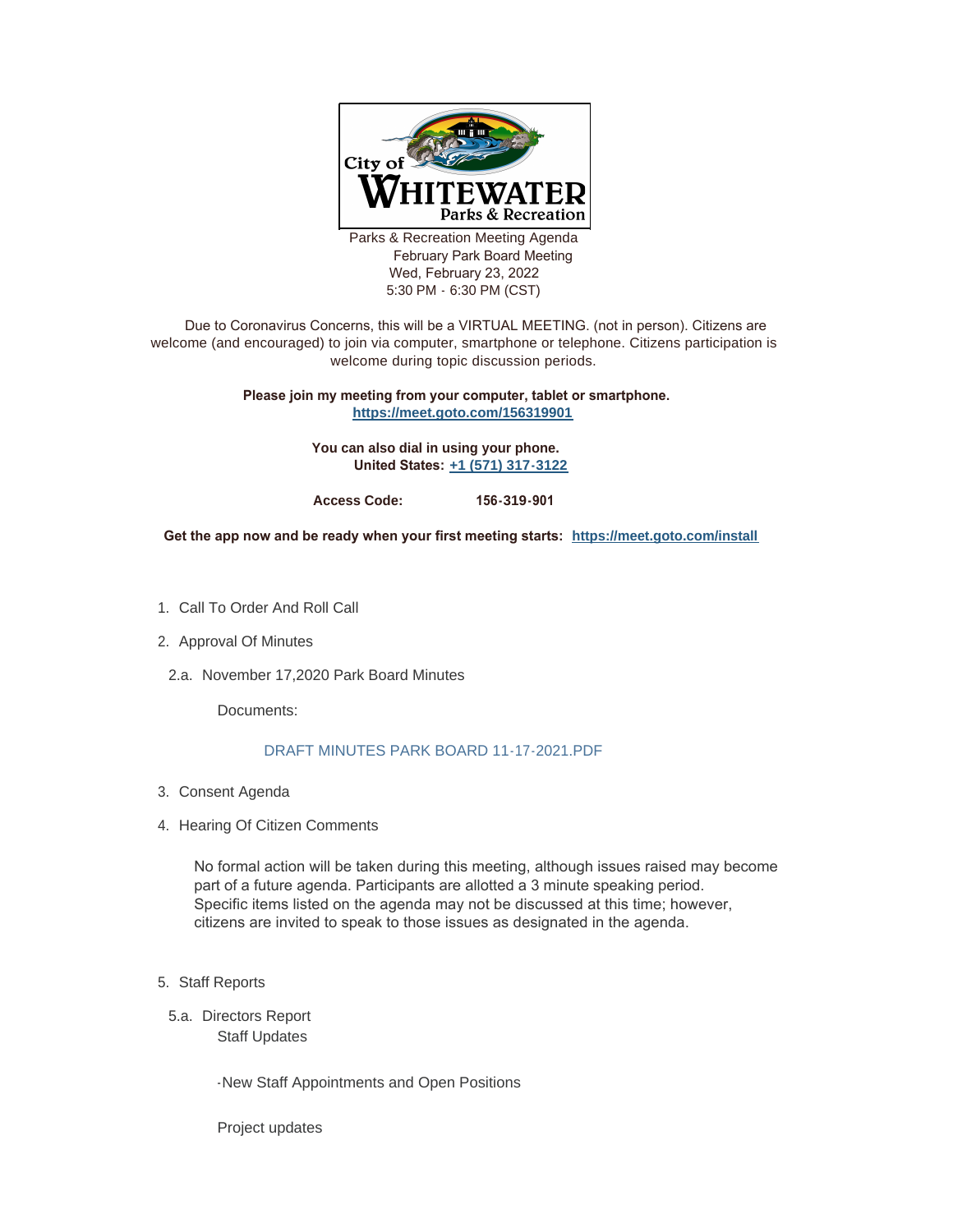City of WHITEWATER Parks & Recreation

Parks & Recreation Meeting Agenda
February Park Board Meeting
Wed, February 23, 2022
5:30 PM - 6:30 PM (CST)

Due to Coronavirus Concerns, this will be a VIRTUAL MEETING. (not in person). Citizens are welcome (and encouraged) to join via computer, smartphone or telephone. Citizens participation is welcome during topic discussion periods.

**Please join my meeting from your computer, tablet or smartphone.**
**https://meet.goto.com/156319901**

**You can also dial in using your phone.**
**United States: +1 (571) 317-3122**

**Access Code: 156-319-901**

**Get the app now and be ready when your first meeting starts: https://meet.goto.com/install**

1. Call To Order And Roll Call
2. Approval Of Minutes

 2.a. November 17,2020 Park Board Minutes

 Documents:

 DRAFT MINUTES PARK BOARD 11-17-2021.PDF

3. Consent Agenda
4. Hearing Of Citizen Comments

 No formal action will be taken during this meeting, although issues raised may become part of a future agenda. Participants are allotted a 3 minute speaking period. Specific items listed on the agenda may not be discussed at this time; however, citizens are invited to speak to those issues as designated in the agenda.

5. Staff Reports

 5.a. Directors Report
 Staff Updates

 -New Staff Appointments and Open Positions

 Project updates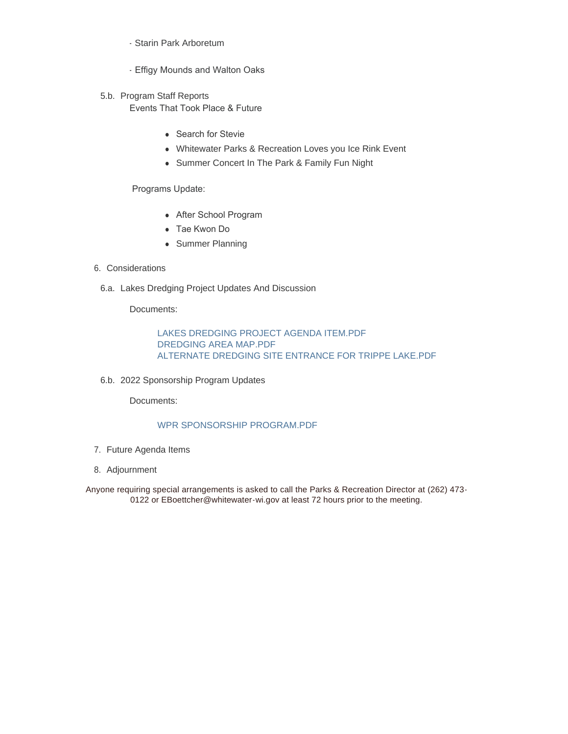- Starin Park Arboretum

- Effigy Mounds and Walton Oaks

5.b. Program Staff Reports
Events That Took Place & Future

- Search for Stevie
- Whitewater Parks & Recreation Loves you Ice Rink Event
- Summer Concert In The Park & Family Fun Night

Programs Update:

- After School Program
- Tae Kwon Do
- Summer Planning

6. Considerations

6.a. Lakes Dredging Project Updates And Discussion

Documents:

LAKES DREDGING PROJECT AGENDA ITEM.PDF
DREDGING AREA MAP.PDF
ALTERNATE DREDGING SITE ENTRANCE FOR TRIPPE LAKE.PDF

6.b. 2022 Sponsorship Program Updates

Documents:

WPR SPONSORSHIP PROGRAM.PDF

7. Future Agenda Items

8. Adjournment

Anyone requiring special arrangements is asked to call the Parks & Recreation Director at (262) 473-0122 or EBoettcher@whitewater-wi.gov at least 72 hours prior to the meeting.